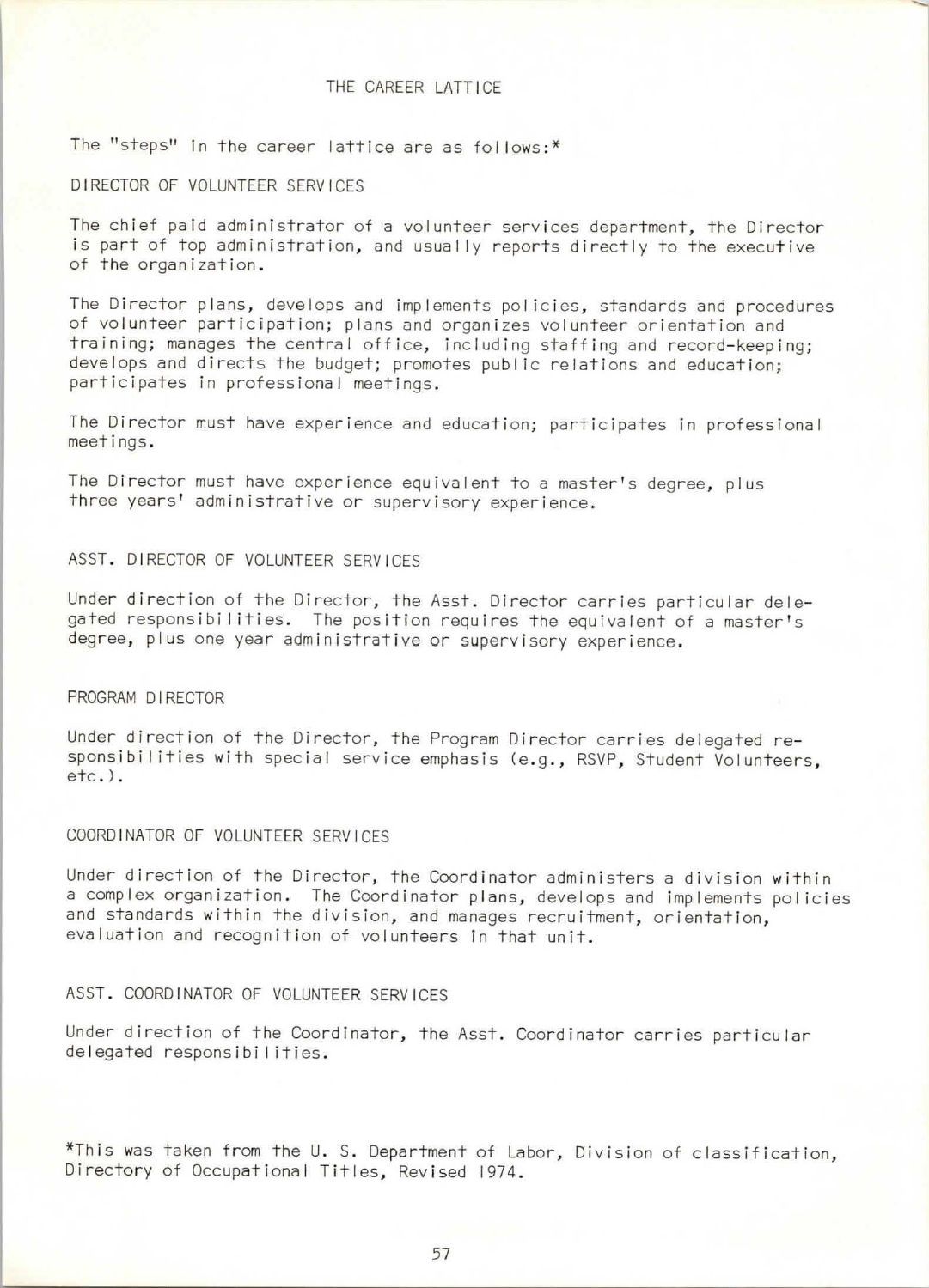# THE CAREER LATTICE

The "steps" in the career lattice are as follows:*

## DIRECTOR OF VOLUNTEER SERVICES

The chief paid administrator of a volunteer services department, the Director is part of top administration, and usually reports directly to the executive of the organization.

The Director plans, develops and implements policies, standards and procedures of volunteer participation; plans and organizes volunteer orientation and training; manages the central office, including staffing and record-keeping; develops and directs the budget; promotes public relations and education; participates in professional meetings.

The Director must have experience and education; participates in professional meetings.

The Director must have experience equivalent to a master's degree, plus three years' administrative or supervisory experience.

## ASST. DIRECTOR OF VOLUNTEER SERVICES

Under direction of the Director, the Asst. Director carries particular delegated responsibilities. The position requires the equivalent of a master's degree, plus one year administrative or supervisory experience.

## PROGRAM DIRECTOR

Under direction of the Director, the Program Director carries delegated responsibilities with special service emphasis (e.g., RSVP, Student Volunteers, etc.).

## COORDINATOR OF VOLUNTEER SERVICES

Under direction of the Director, the Coordinator administers a division within a complex organization. The Coordinator plans, develops and implements policies and standards within the division, and manages recruitment, orientation, evaluation and recognition of volunteers in that unit.

## ASST. COORDINATOR OF VOLUNTEER SERVICES

Under direction of the Coordinator, the Asst. Coordinator carries particular delegated responsibilities.

*This was taken from the U. S. Department of Labor, Division of classification, Directory of Occupational Titles, Revised 1974.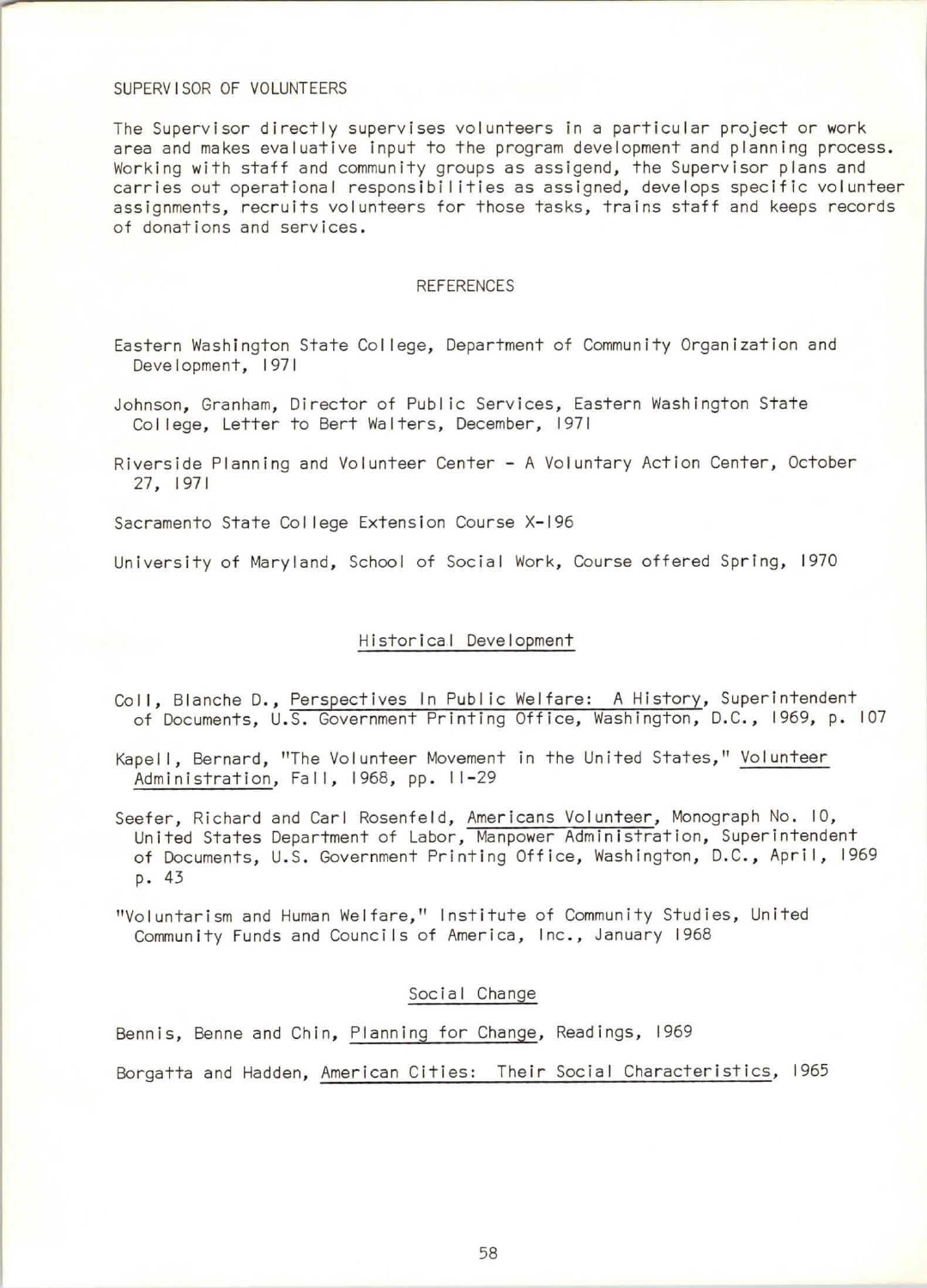## SUPERVISOR OF VOLUNTEERS

The Supervisor directly supervises volunteers in a particular project or work area and makes evaluative input to the program development and planning process. Working with staff and community groups as assigend, the Supervisor plans and carries out operational responsibilities as assigned, develops specific volunteer assignments, recruits volunteers for those tasks, trains staff and keeps records of donations and services.

## REFERENCES

Eastern Washington State College, Department of Community Organization and Development, 1971

Johnson, Granham, Director of Public Services, Eastern Washington State College, Letter to Bert Walters, December, 1971

Riverside Planning and Volunteer Center - A Voluntary Action Center, October 27, 1971

Sacramento State College Extension Course X-196

University of Maryland, School of Social Work, Course offered Spring, 1970

### Historical Development

Coll, Blanche D., Perspectives In Public Welfare: A History, Superintendent of Documents, U.S. Government Printing Office, Washington, D.C., 1969, p. 107

Kapell, Bernard, "The Volunteer Movement in the United States," Volunteer Administration, Fall, 1968, pp. 11-29

Seefer, Richard and Carl Rosenfeld, Americans Volunteer, Monograph No. 10, United States Department of Labor, Manpower Administration, Superintendent of Documents, U.S. Government Printing Office, Washington, D.C., April, 1969 p. 43

"Voluntarism and Human Welfare," Institute of Community Studies, United Community Funds and Councils of America, Inc., January 1968

### Social Change

Bennis, Benne and Chin, Planning for Change, Readings, 1969

Borgatta and Hadden, American Cities: Their Social Characteristics, 1965